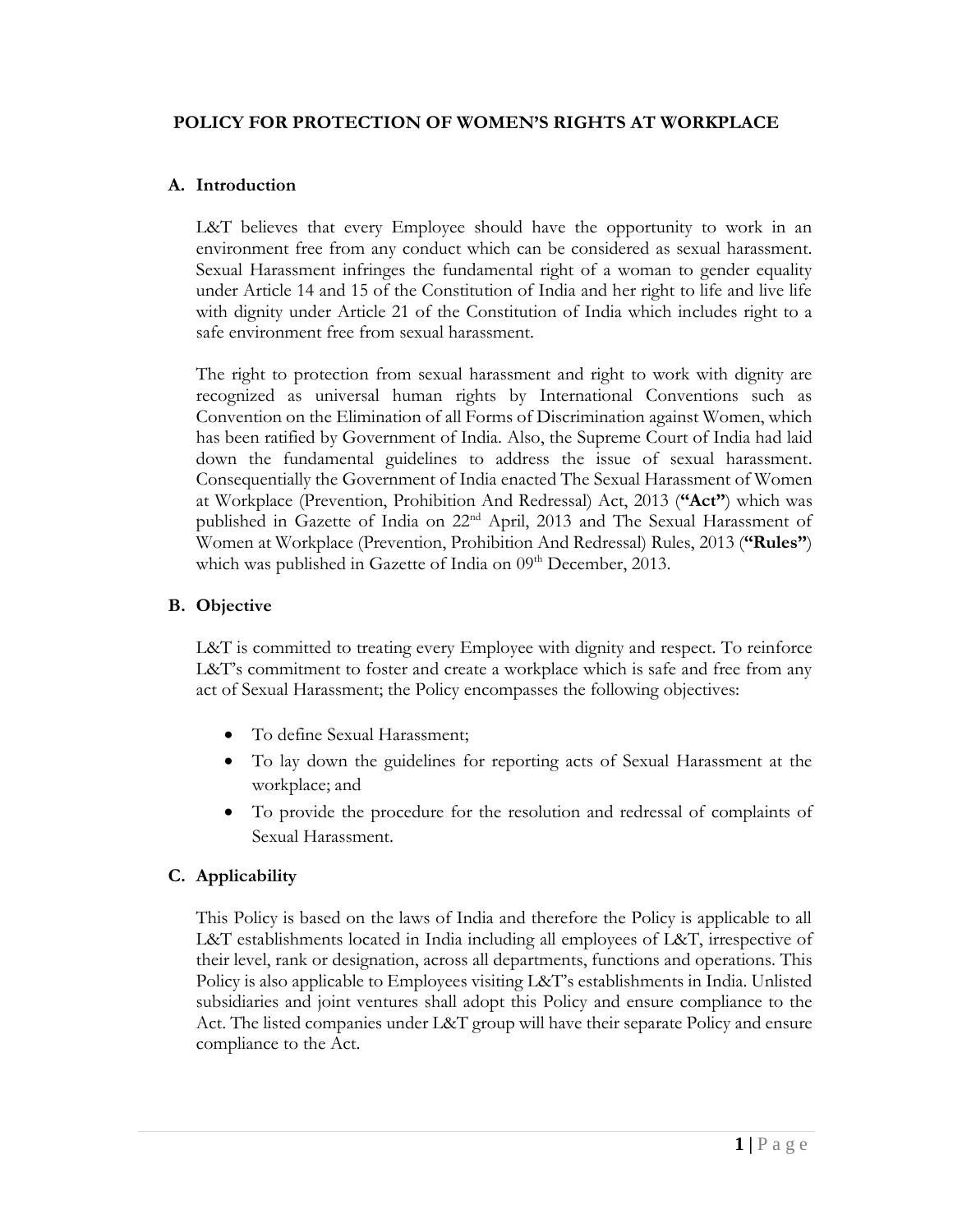# POLICY FOR PROTECTION OF WOMEN'S RIGHTS AT WORKPLACE

## A. Introduction

L&T believes that every Employee should have the opportunity to work in an environment free from any conduct which can be considered as sexual harassment. Sexual Harassment infringes the fundamental right of a woman to gender equality under Article 14 and 15 of the Constitution of India and her right to life and live life with dignity under Article 21 of the Constitution of India which includes right to a safe environment free from sexual harassment.

The right to protection from sexual harassment and right to work with dignity are recognized as universal human rights by International Conventions such as Convention on the Elimination of all Forms of Discrimination against Women, which has been ratified by Government of India. Also, the Supreme Court of India had laid down the fundamental guidelines to address the issue of sexual harassment. Consequentially the Government of India enacted The Sexual Harassment of Women at Workplace (Prevention, Prohibition And Redressal) Act, 2013 (**"Act"**) which was published in Gazette of India on 22nd April, 2013 and The Sexual Harassment of Women at Workplace (Prevention, Prohibition And Redressal) Rules, 2013 (**"Rules"**) which was published in Gazette of India on 09th December, 2013.

## B. Objective

L&T is committed to treating every Employee with dignity and respect. To reinforce L&T's commitment to foster and create a workplace which is safe and free from any act of Sexual Harassment; the Policy encompasses the following objectives:

- To define Sexual Harassment;
- To lay down the guidelines for reporting acts of Sexual Harassment at the workplace; and
- To provide the procedure for the resolution and redressal of complaints of Sexual Harassment.

## C. Applicability

This Policy is based on the laws of India and therefore the Policy is applicable to all L&T establishments located in India including all employees of L&T, irrespective of their level, rank or designation, across all departments, functions and operations. This Policy is also applicable to Employees visiting L&T's establishments in India. Unlisted subsidiaries and joint ventures shall adopt this Policy and ensure compliance to the Act. The listed companies under L&T group will have their separate Policy and ensure compliance to the Act.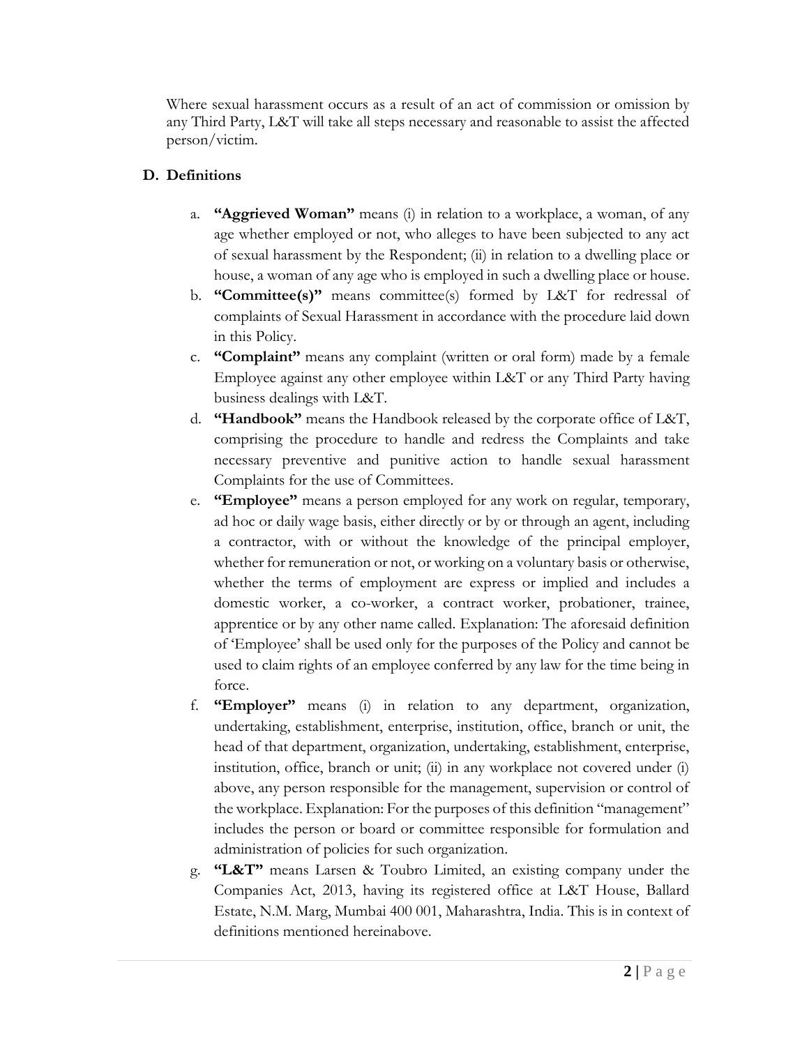Where sexual harassment occurs as a result of an act of commission or omission by any Third Party, L&T will take all steps necessary and reasonable to assist the affected person/victim.

## D. Definitions

a. **"Aggrieved Woman"** means (i) in relation to a workplace, a woman, of any age whether employed or not, who alleges to have been subjected to any act of sexual harassment by the Respondent; (ii) in relation to a dwelling place or house, a woman of any age who is employed in such a dwelling place or house.

b. **"Committee(s)"** means committee(s) formed by L&T for redressal of complaints of Sexual Harassment in accordance with the procedure laid down in this Policy.

c. **"Complaint"** means any complaint (written or oral form) made by a female Employee against any other employee within L&T or any Third Party having business dealings with L&T.

d. **"Handbook"** means the Handbook released by the corporate office of L&T, comprising the procedure to handle and redress the Complaints and take necessary preventive and punitive action to handle sexual harassment Complaints for the use of Committees.

e. **"Employee"** means a person employed for any work on regular, temporary, ad hoc or daily wage basis, either directly or by or through an agent, including a contractor, with or without the knowledge of the principal employer, whether for remuneration or not, or working on a voluntary basis or otherwise, whether the terms of employment are express or implied and includes a domestic worker, a co-worker, a contract worker, probationer, trainee, apprentice or by any other name called. Explanation: The aforesaid definition of 'Employee' shall be used only for the purposes of the Policy and cannot be used to claim rights of an employee conferred by any law for the time being in force.

f. **"Employer"** means (i) in relation to any department, organization, undertaking, establishment, enterprise, institution, office, branch or unit, the head of that department, organization, undertaking, establishment, enterprise, institution, office, branch or unit; (ii) in any workplace not covered under (i) above, any person responsible for the management, supervision or control of the workplace. Explanation: For the purposes of this definition "management" includes the person or board or committee responsible for formulation and administration of policies for such organization.

g. **"L&T"** means Larsen & Toubro Limited, an existing company under the Companies Act, 2013, having its registered office at L&T House, Ballard Estate, N.M. Marg, Mumbai 400 001, Maharashtra, India. This is in context of definitions mentioned hereinabove.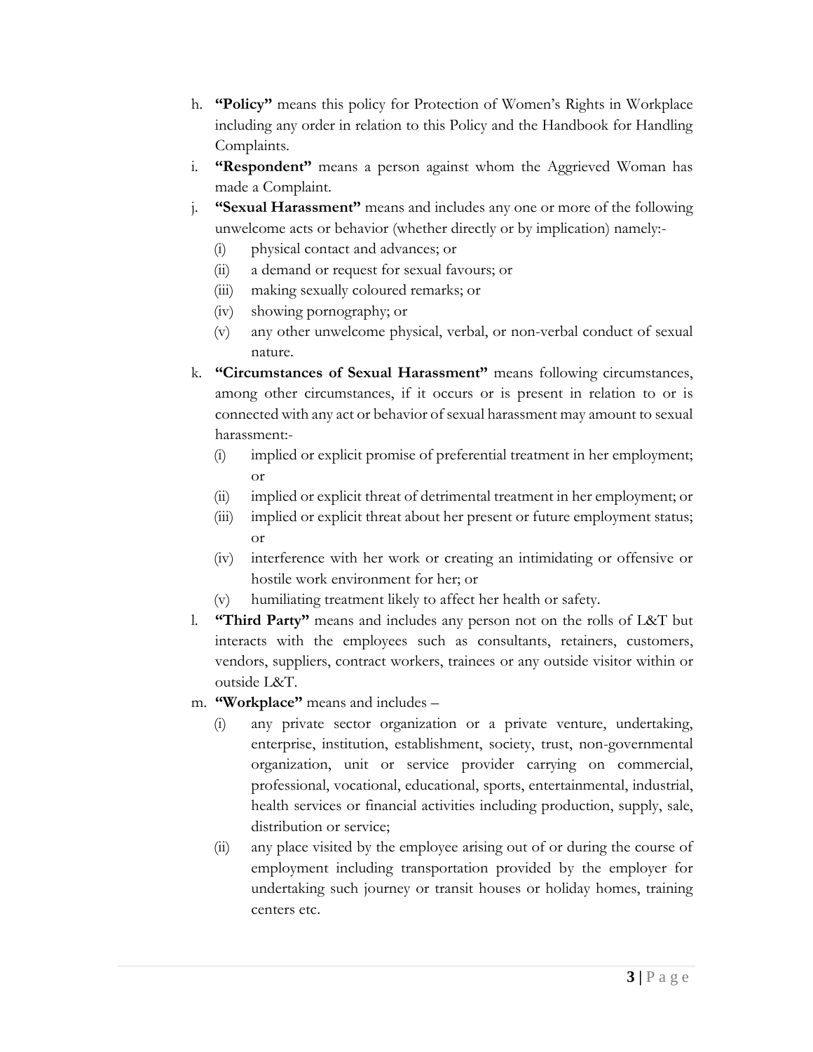h. **"Policy"** means this policy for Protection of Women's Rights in Workplace including any order in relation to this Policy and the Handbook for Handling Complaints.

i. **"Respondent"** means a person against whom the Aggrieved Woman has made a Complaint.

j. **"Sexual Harassment"** means and includes any one or more of the following unwelcome acts or behavior (whether directly or by implication) namely:-
   - (i) physical contact and advances; or
   - (ii) a demand or request for sexual favours; or
   - (iii) making sexually coloured remarks; or
   - (iv) showing pornography; or
   - (v) any other unwelcome physical, verbal, or non-verbal conduct of sexual nature.

k. **"Circumstances of Sexual Harassment"** means following circumstances, among other circumstances, if it occurs or is present in relation to or is connected with any act or behavior of sexual harassment may amount to sexual harassment:-
   - (i) implied or explicit promise of preferential treatment in her employment; or
   - (ii) implied or explicit threat of detrimental treatment in her employment; or
   - (iii) implied or explicit threat about her present or future employment status; or
   - (iv) interference with her work or creating an intimidating or offensive or hostile work environment for her; or
   - (v) humiliating treatment likely to affect her health or safety.

l. **"Third Party"** means and includes any person not on the rolls of L&T but interacts with the employees such as consultants, retainers, customers, vendors, suppliers, contract workers, trainees or any outside visitor within or outside L&T.

m. **"Workplace"** means and includes –
   - (i) any private sector organization or a private venture, undertaking, enterprise, institution, establishment, society, trust, non-governmental organization, unit or service provider carrying on commercial, professional, vocational, educational, sports, entertainmental, industrial, health services or financial activities including production, supply, sale, distribution or service;
   - (ii) any place visited by the employee arising out of or during the course of employment including transportation provided by the employer for undertaking such journey or transit houses or holiday homes, training centers etc.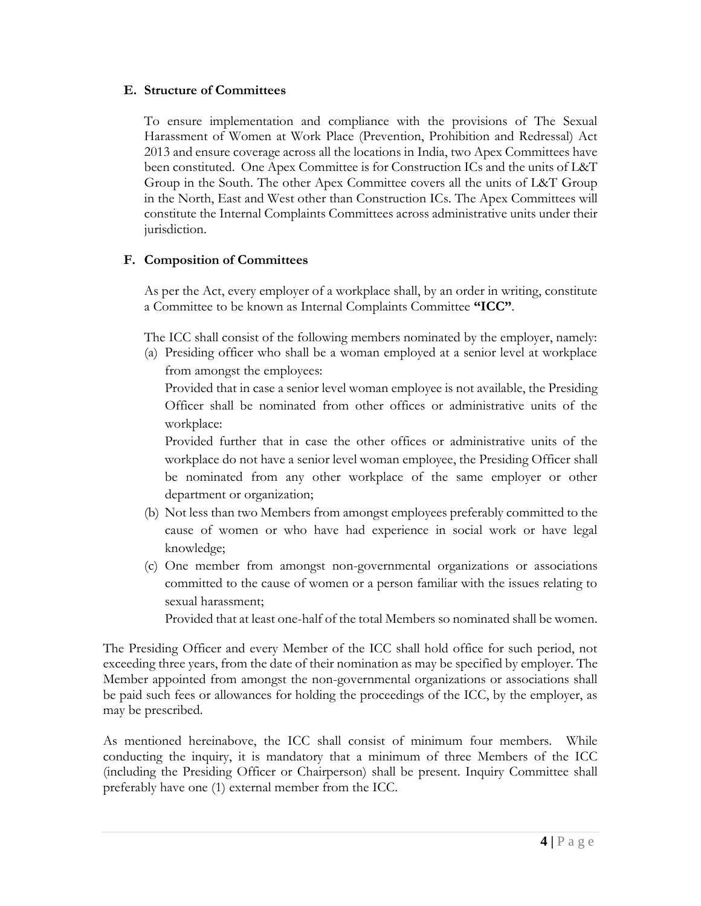### E. Structure of Committees

To ensure implementation and compliance with the provisions of The Sexual Harassment of Women at Work Place (Prevention, Prohibition and Redressal) Act 2013 and ensure coverage across all the locations in India, two Apex Committees have been constituted. One Apex Committee is for Construction ICs and the units of L&T Group in the South. The other Apex Committee covers all the units of L&T Group in the North, East and West other than Construction ICs. The Apex Committees will constitute the Internal Complaints Committees across administrative units under their jurisdiction.

### F. Composition of Committees

As per the Act, every employer of a workplace shall, by an order in writing, constitute a Committee to be known as Internal Complaints Committee **"ICC"**.

The ICC shall consist of the following members nominated by the employer, namely:

(a) Presiding officer who shall be a woman employed at a senior level at workplace from amongst the employees:

Provided that in case a senior level woman employee is not available, the Presiding Officer shall be nominated from other offices or administrative units of the workplace:

Provided further that in case the other offices or administrative units of the workplace do not have a senior level woman employee, the Presiding Officer shall be nominated from any other workplace of the same employer or other department or organization;

(b) Not less than two Members from amongst employees preferably committed to the cause of women or who have had experience in social work or have legal knowledge;

(c) One member from amongst non-governmental organizations or associations committed to the cause of women or a person familiar with the issues relating to sexual harassment;

Provided that at least one-half of the total Members so nominated shall be women.

The Presiding Officer and every Member of the ICC shall hold office for such period, not exceeding three years, from the date of their nomination as may be specified by employer. The Member appointed from amongst the non-governmental organizations or associations shall be paid such fees or allowances for holding the proceedings of the ICC, by the employer, as may be prescribed.

As mentioned hereinabove, the ICC shall consist of minimum four members. While conducting the inquiry, it is mandatory that a minimum of three Members of the ICC (including the Presiding Officer or Chairperson) shall be present. Inquiry Committee shall preferably have one (1) external member from the ICC.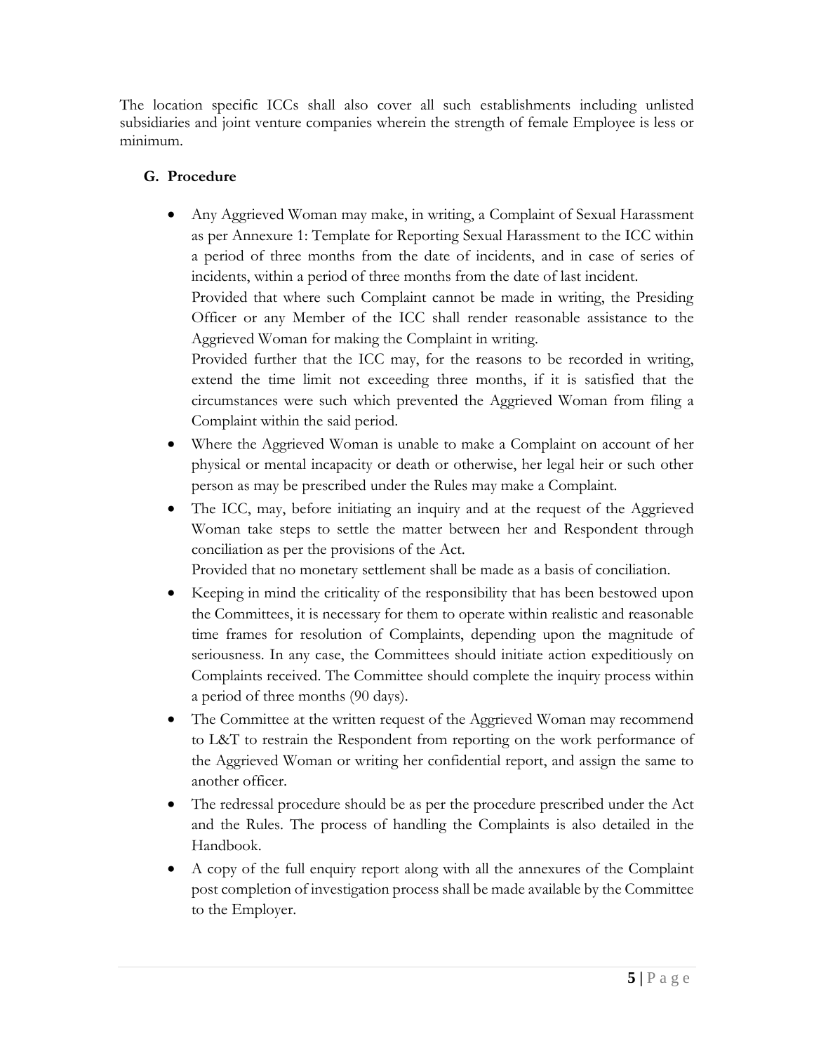The location specific ICCs shall also cover all such establishments including unlisted subsidiaries and joint venture companies wherein the strength of female Employee is less or minimum.

## G. Procedure

- Any Aggrieved Woman may make, in writing, a Complaint of Sexual Harassment as per Annexure 1: Template for Reporting Sexual Harassment to the ICC within a period of three months from the date of incidents, and in case of series of incidents, within a period of three months from the date of last incident.

  Provided that where such Complaint cannot be made in writing, the Presiding Officer or any Member of the ICC shall render reasonable assistance to the Aggrieved Woman for making the Complaint in writing.

  Provided further that the ICC may, for the reasons to be recorded in writing, extend the time limit not exceeding three months, if it is satisfied that the circumstances were such which prevented the Aggrieved Woman from filing a Complaint within the said period.

- Where the Aggrieved Woman is unable to make a Complaint on account of her physical or mental incapacity or death or otherwise, her legal heir or such other person as may be prescribed under the Rules may make a Complaint.

- The ICC, may, before initiating an inquiry and at the request of the Aggrieved Woman take steps to settle the matter between her and Respondent through conciliation as per the provisions of the Act.

  Provided that no monetary settlement shall be made as a basis of conciliation.

- Keeping in mind the criticality of the responsibility that has been bestowed upon the Committees, it is necessary for them to operate within realistic and reasonable time frames for resolution of Complaints, depending upon the magnitude of seriousness. In any case, the Committees should initiate action expeditiously on Complaints received. The Committee should complete the inquiry process within a period of three months (90 days).

- The Committee at the written request of the Aggrieved Woman may recommend to L&T to restrain the Respondent from reporting on the work performance of the Aggrieved Woman or writing her confidential report, and assign the same to another officer.

- The redressal procedure should be as per the procedure prescribed under the Act and the Rules. The process of handling the Complaints is also detailed in the Handbook.

- A copy of the full enquiry report along with all the annexures of the Complaint post completion of investigation process shall be made available by the Committee to the Employer.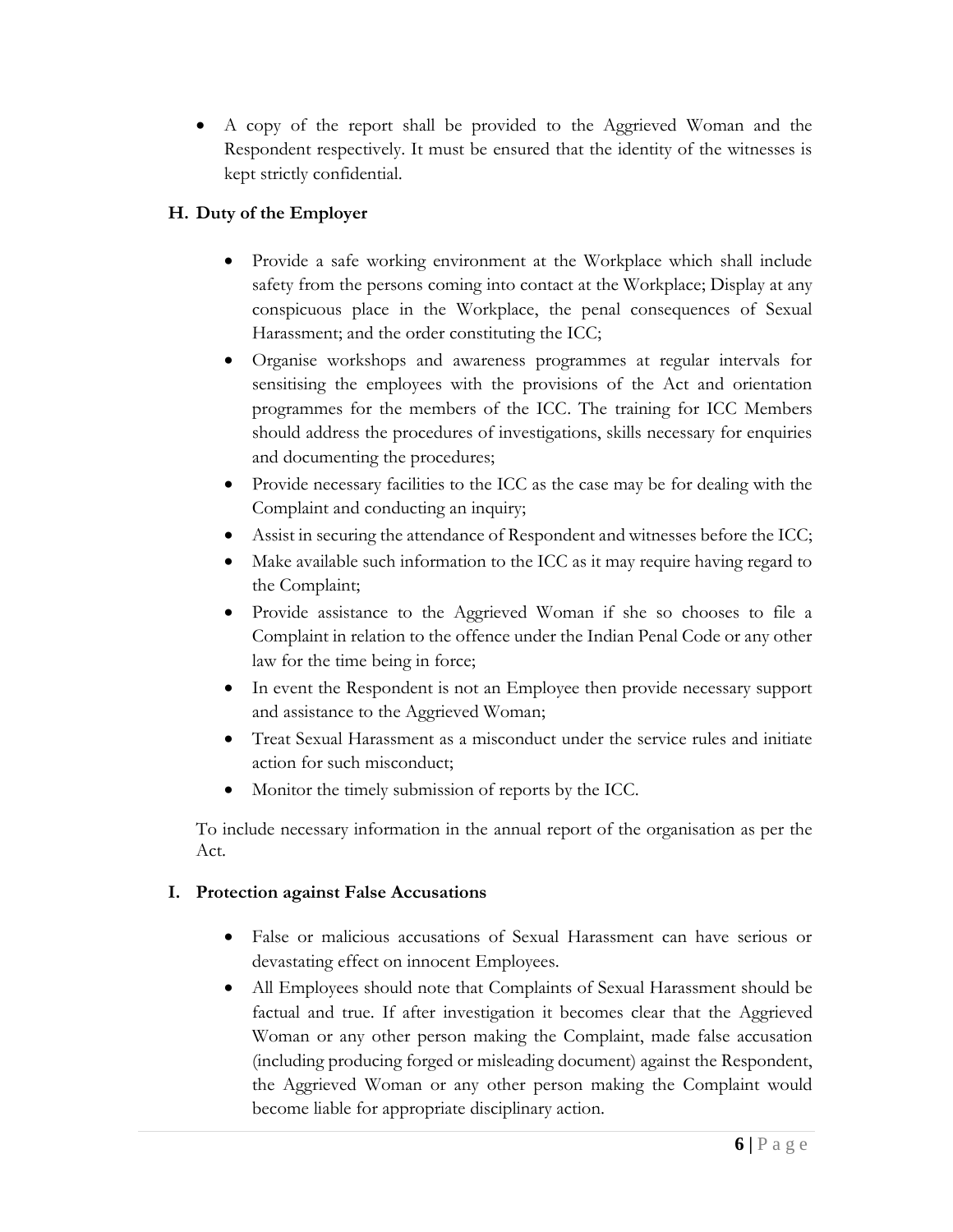- A copy of the report shall be provided to the Aggrieved Woman and the Respondent respectively. It must be ensured that the identity of the witnesses is kept strictly confidential.

### H. Duty of the Employer

- Provide a safe working environment at the Workplace which shall include safety from the persons coming into contact at the Workplace; Display at any conspicuous place in the Workplace, the penal consequences of Sexual Harassment; and the order constituting the ICC;
- Organise workshops and awareness programmes at regular intervals for sensitising the employees with the provisions of the Act and orientation programmes for the members of the ICC. The training for ICC Members should address the procedures of investigations, skills necessary for enquiries and documenting the procedures;
- Provide necessary facilities to the ICC as the case may be for dealing with the Complaint and conducting an inquiry;
- Assist in securing the attendance of Respondent and witnesses before the ICC;
- Make available such information to the ICC as it may require having regard to the Complaint;
- Provide assistance to the Aggrieved Woman if she so chooses to file a Complaint in relation to the offence under the Indian Penal Code or any other law for the time being in force;
- In event the Respondent is not an Employee then provide necessary support and assistance to the Aggrieved Woman;
- Treat Sexual Harassment as a misconduct under the service rules and initiate action for such misconduct;
- Monitor the timely submission of reports by the ICC.

To include necessary information in the annual report of the organisation as per the Act.

### I. Protection against False Accusations

- False or malicious accusations of Sexual Harassment can have serious or devastating effect on innocent Employees.
- All Employees should note that Complaints of Sexual Harassment should be factual and true. If after investigation it becomes clear that the Aggrieved Woman or any other person making the Complaint, made false accusation (including producing forged or misleading document) against the Respondent, the Aggrieved Woman or any other person making the Complaint would become liable for appropriate disciplinary action.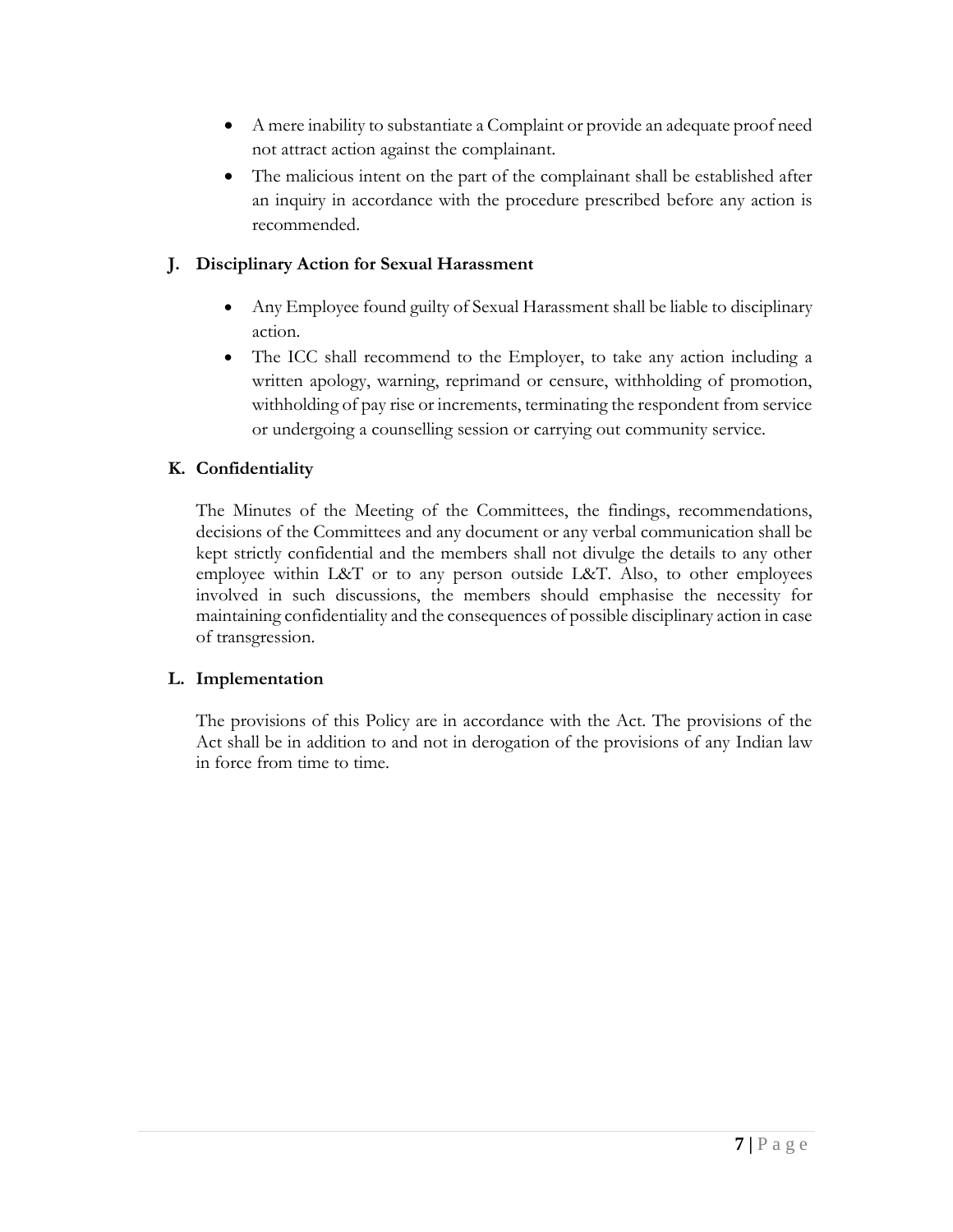- A mere inability to substantiate a Complaint or provide an adequate proof need not attract action against the complainant.
- The malicious intent on the part of the complainant shall be established after an inquiry in accordance with the procedure prescribed before any action is recommended.

## J. Disciplinary Action for Sexual Harassment

- Any Employee found guilty of Sexual Harassment shall be liable to disciplinary action.
- The ICC shall recommend to the Employer, to take any action including a written apology, warning, reprimand or censure, withholding of promotion, withholding of pay rise or increments, terminating the respondent from service or undergoing a counselling session or carrying out community service.

## K. Confidentiality

The Minutes of the Meeting of the Committees, the findings, recommendations, decisions of the Committees and any document or any verbal communication shall be kept strictly confidential and the members shall not divulge the details to any other employee within L&T or to any person outside L&T. Also, to other employees involved in such discussions, the members should emphasise the necessity for maintaining confidentiality and the consequences of possible disciplinary action in case of transgression.

## L. Implementation

The provisions of this Policy are in accordance with the Act. The provisions of the Act shall be in addition to and not in derogation of the provisions of any Indian law in force from time to time.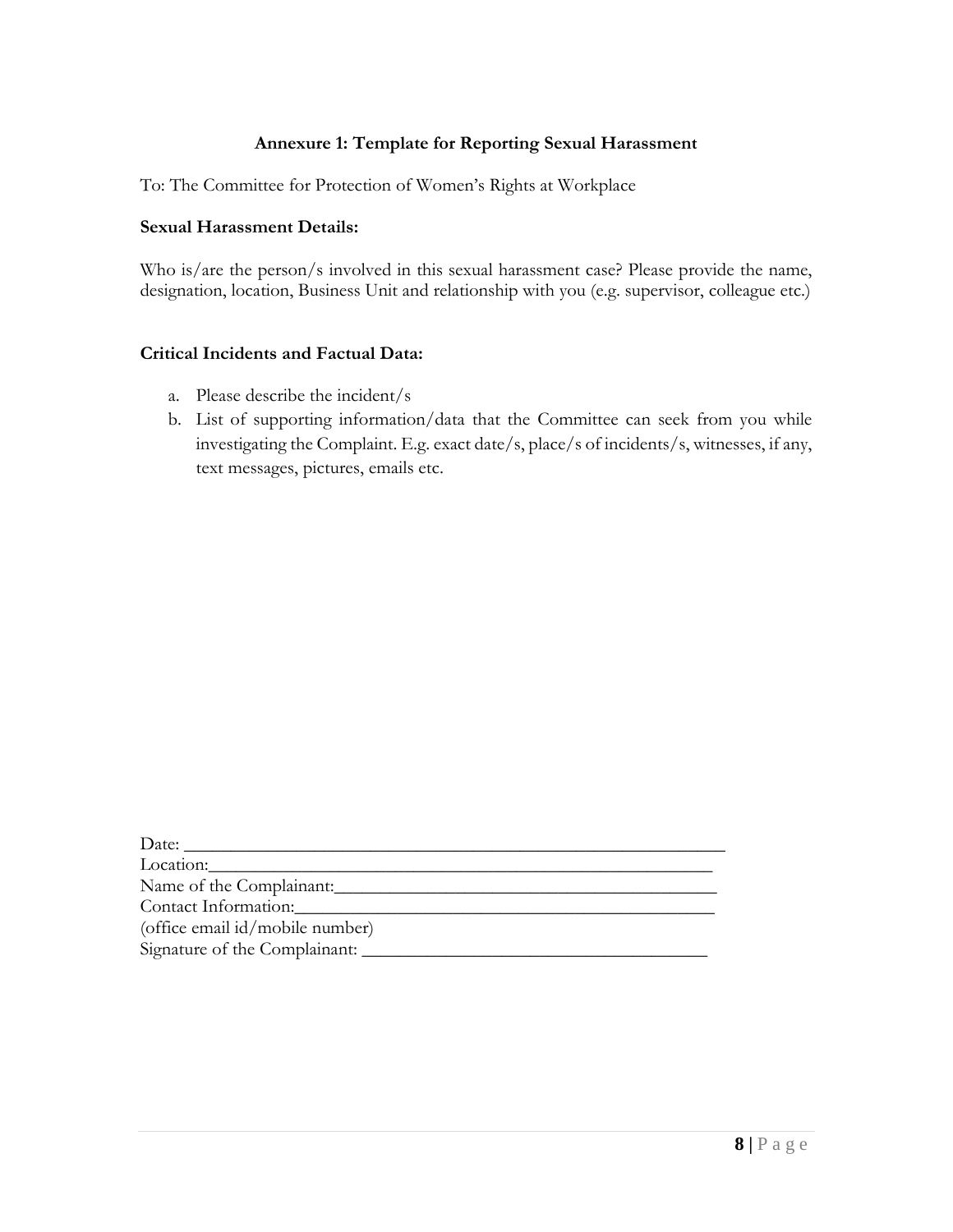**Annexure 1: Template for Reporting Sexual Harassment**

To: The Committee for Protection of Women's Rights at Workplace

**Sexual Harassment Details:**

Who is/are the person/s involved in this sexual harassment case? Please provide the name, designation, location, Business Unit and relationship with you (e.g. supervisor, colleague etc.)

**Critical Incidents and Factual Data:**

a. Please describe the incident/s
b. List of supporting information/data that the Committee can seek from you while investigating the Complaint. E.g. exact date/s, place/s of incidents/s, witnesses, if any, text messages, pictures, emails etc.

Date: ____________________________________________________________
Location:_________________________________________________________
Name of the Complainant:__________________________________________
Contact Information:______________________________________________
(office email id/mobile number)
Signature of the Complainant: ______________________________________